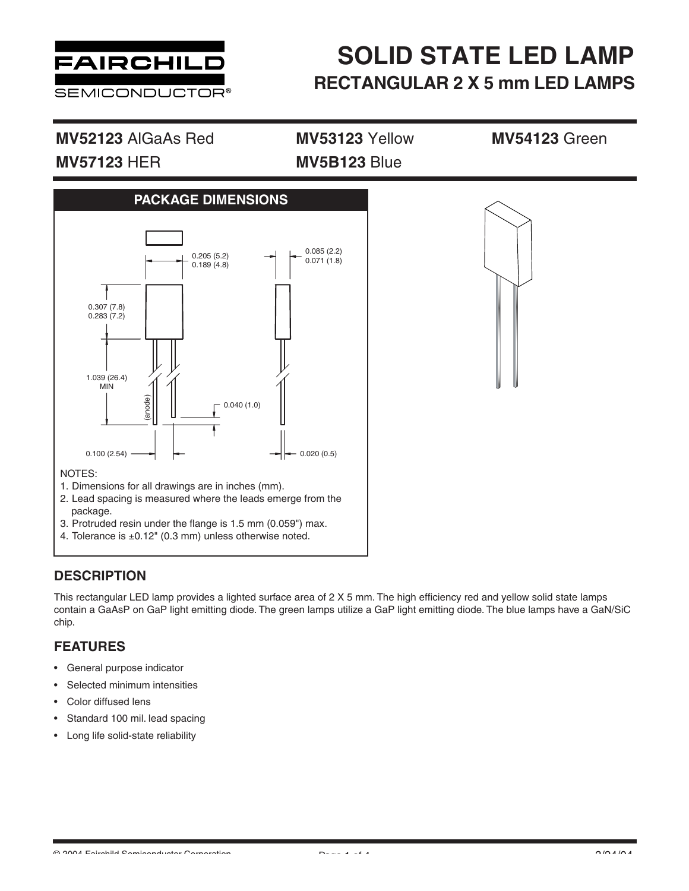# SOLID STATE LED LAMP

## RECTANGULAR 2 X 5 mm LED LAMPS

**MV52123** AlGaAs Red
**MV57123** HER
**MV53123** Yellow
**MV5B123** Blue
**MV54123** Green

## PACKAGE DIMENSIONS

0.205 (5.2)
0.189 (4.8)

0.085 (2.2)
0.071 (1.8)

0.307 (7.8)
0.283 (7.2)

1.039 (26.4)
MIN

(anode)

0.040 (1.0)

0.100 (2.54)

0.020 (0.5)

NOTES:

1. Dimensions for all drawings are in inches (mm).
2. Lead spacing is measured where the leads emerge from the package.
3. Protruded resin under the flange is 1.5 mm (0.059") max.
4. Tolerance is ±0.12" (0.3 mm) unless otherwise noted.

## DESCRIPTION

This rectangular LED lamp provides a lighted surface area of 2 X 5 mm. The high efficiency red and yellow solid state lamps contain a GaAsP on GaP light emitting diode. The green lamps utilize a GaP light emitting diode. The blue lamps have a GaN/SiC chip.

## FEATURES

- General purpose indicator
- Selected minimum intensities
- Color diffused lens
- Standard 100 mil. lead spacing
- Long life solid-state reliability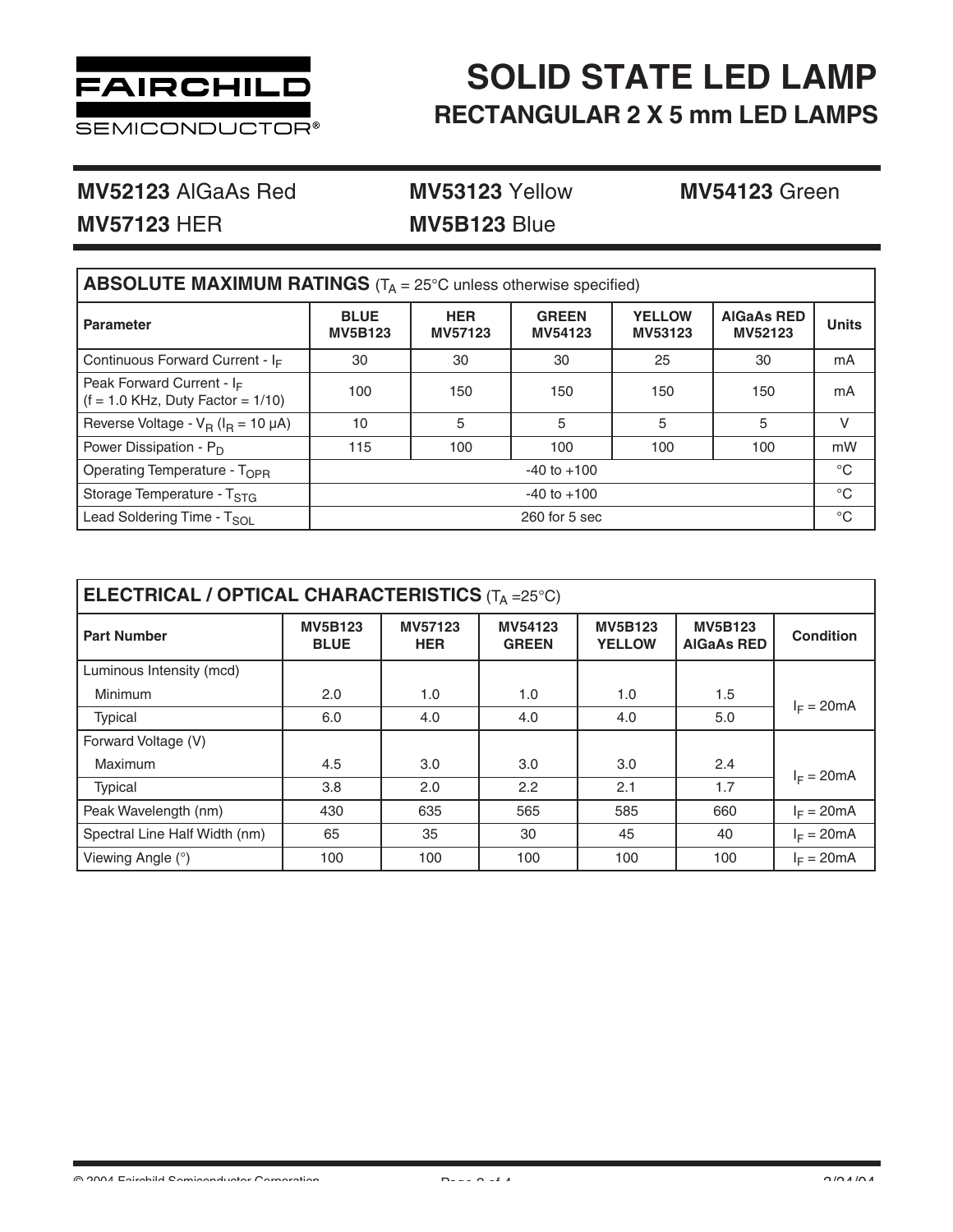# SOLID STATE LED LAMP

## RECTANGULAR 2 X 5 mm LED LAMPS

**MV52123** AlGaAs Red **MV53123** Yellow **MV54123** Green

**MV57123** HER **MV5B123** Blue

| **ABSOLUTE MAXIMUM RATINGS** ($T_A$ = 25°C unless otherwise specified) | | | | | | |
|---|---|---|---|---|---|---|
| **Parameter** | **BLUE MV5B123** | **HER MV57123** | **GREEN MV54123** | **YELLOW MV53123** | **AlGaAs RED MV52123** | **Units** |
| Continuous Forward Current - $I_F$ | 30 | 30 | 30 | 25 | 30 | mA |
| Peak Forward Current - $I_F$ (f = 1.0 KHz, Duty Factor = 1/10) | 100 | 150 | 150 | 150 | 150 | mA |
| Reverse Voltage - $V_R$ ($I_R$ = 10 μA) | 10 | 5 | 5 | 5 | 5 | V |
| Power Dissipation - $P_D$ | 115 | 100 | 100 | 100 | 100 | mW |
| Operating Temperature - $T_{OPR}$ | -40 to +100 | | | | | °C |
| Storage Temperature - $T_{STG}$ | -40 to +100 | | | | | °C |
| Lead Soldering Time - $T_{SOL}$ | 260 for 5 sec | | | | | °C |

| **ELECTRICAL / OPTICAL CHARACTERISTICS** ($T_A$ =25°C) | | | | | | |
|---|---|---|---|---|---|---|
| **Part Number** | **MV5B123 BLUE** | **MV57123 HER** | **MV54123 GREEN** | **MV5B123 YELLOW** | **MV5B123 AlGaAs RED** | **Condition** |
| Luminous Intensity (mcd) | | | | | | |
| Minimum | 2.0 | 1.0 | 1.0 | 1.0 | 1.5 | $I_F$ = 20mA |
| Typical | 6.0 | 4.0 | 4.0 | 4.0 | 5.0 | |
| Forward Voltage (V) | | | | | | |
| Maximum | 4.5 | 3.0 | 3.0 | 3.0 | 2.4 | $I_F$ = 20mA |
| Typical | 3.8 | 2.0 | 2.2 | 2.1 | 1.7 | |
| Peak Wavelength (nm) | 430 | 635 | 565 | 585 | 660 | $I_F$ = 20mA |
| Spectral Line Half Width (nm) | 65 | 35 | 30 | 45 | 40 | $I_F$ = 20mA |
| Viewing Angle (°) | 100 | 100 | 100 | 100 | 100 | $I_F$ = 20mA |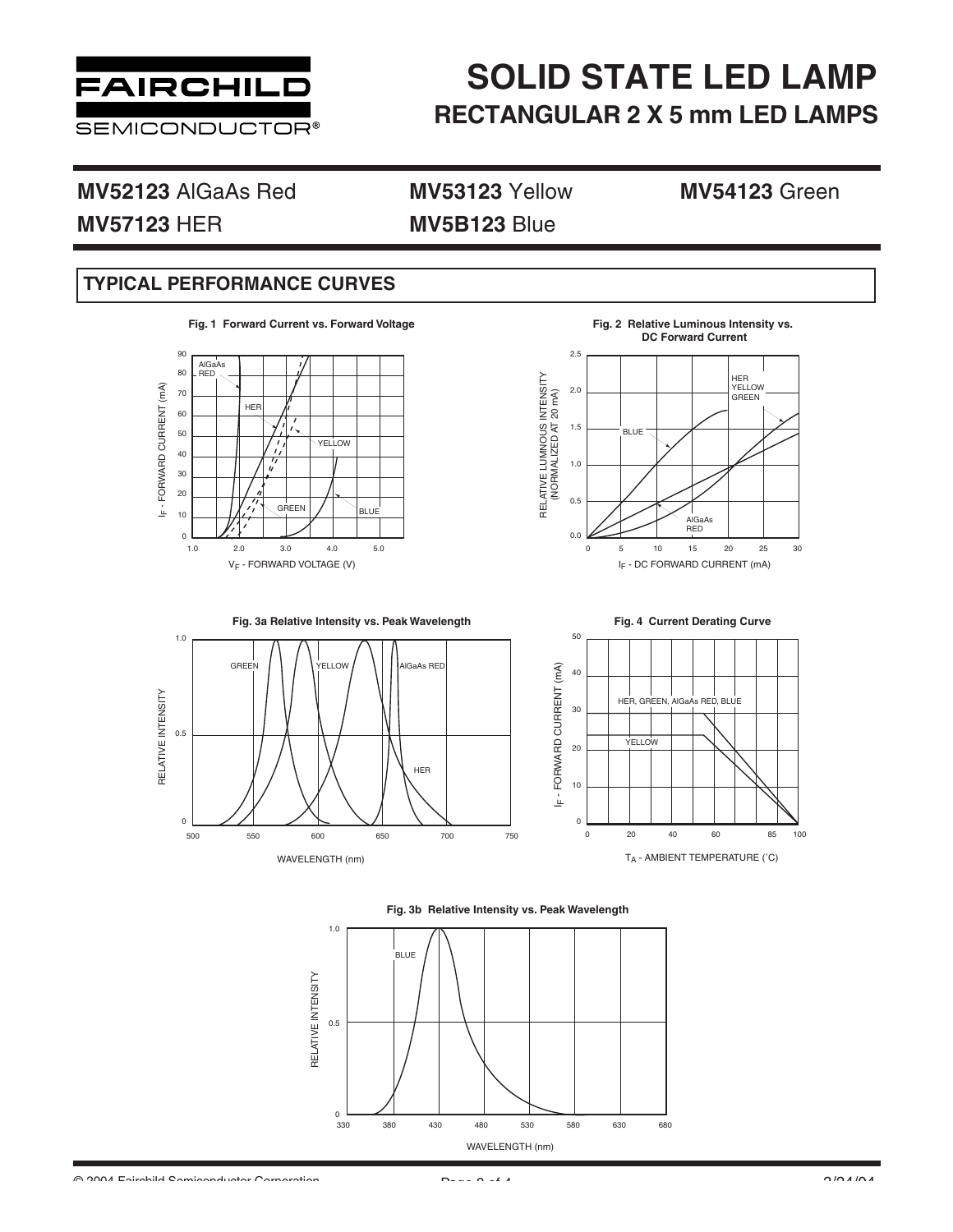# SOLID STATE LED LAMP

## RECTANGULAR 2 X 5 mm LED LAMPS

**MV52123** AlGaAs Red **MV53123** Yellow **MV54123** Green

**MV57123** HER **MV5B123** Blue

## TYPICAL PERFORMANCE CURVES

**Fig. 1 Forward Current vs. Forward Voltage**

**Fig. 2 Relative Luminous Intensity vs. DC Forward Current**

**Fig. 3a Relative Intensity vs. Peak Wavelength**

**Fig. 4 Current Derating Curve**

**Fig. 3b Relative Intensity vs. Peak Wavelength**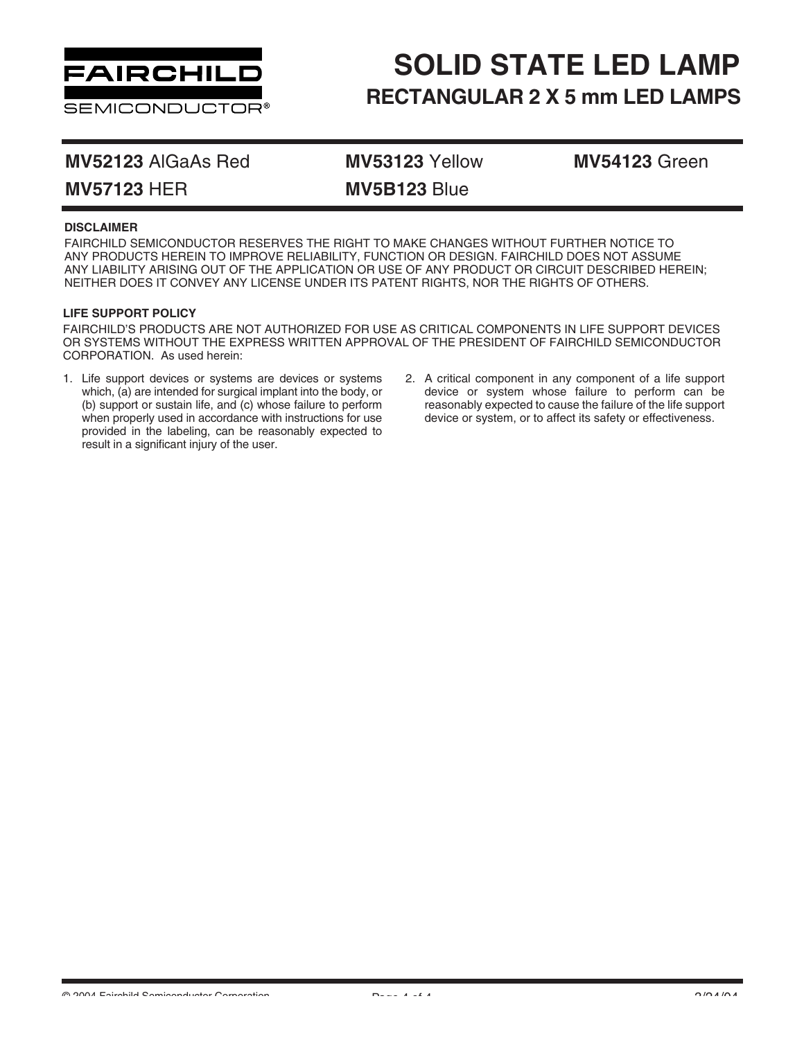# SOLID STATE LED LAMP

## RECTANGULAR 2 X 5 mm LED LAMPS

**MV52123** AlGaAs Red **MV53123** Yellow **MV54123** Green

**MV57123** HER **MV5B123** Blue

### DISCLAIMER

FAIRCHILD SEMICONDUCTOR RESERVES THE RIGHT TO MAKE CHANGES WITHOUT FURTHER NOTICE TO ANY PRODUCTS HEREIN TO IMPROVE RELIABILITY, FUNCTION OR DESIGN. FAIRCHILD DOES NOT ASSUME ANY LIABILITY ARISING OUT OF THE APPLICATION OR USE OF ANY PRODUCT OR CIRCUIT DESCRIBED HEREIN; NEITHER DOES IT CONVEY ANY LICENSE UNDER ITS PATENT RIGHTS, NOR THE RIGHTS OF OTHERS.

### LIFE SUPPORT POLICY

FAIRCHILD'S PRODUCTS ARE NOT AUTHORIZED FOR USE AS CRITICAL COMPONENTS IN LIFE SUPPORT DEVICES OR SYSTEMS WITHOUT THE EXPRESS WRITTEN APPROVAL OF THE PRESIDENT OF FAIRCHILD SEMICONDUCTOR CORPORATION. As used herein:

1. Life support devices or systems are devices or systems which, (a) are intended for surgical implant into the body, or (b) support or sustain life, and (c) whose failure to perform when properly used in accordance with instructions for use provided in the labeling, can be reasonably expected to result in a significant injury of the user.

2. A critical component in any component of a life support device or system whose failure to perform can be reasonably expected to cause the failure of the life support device or system, or to affect its safety or effectiveness.